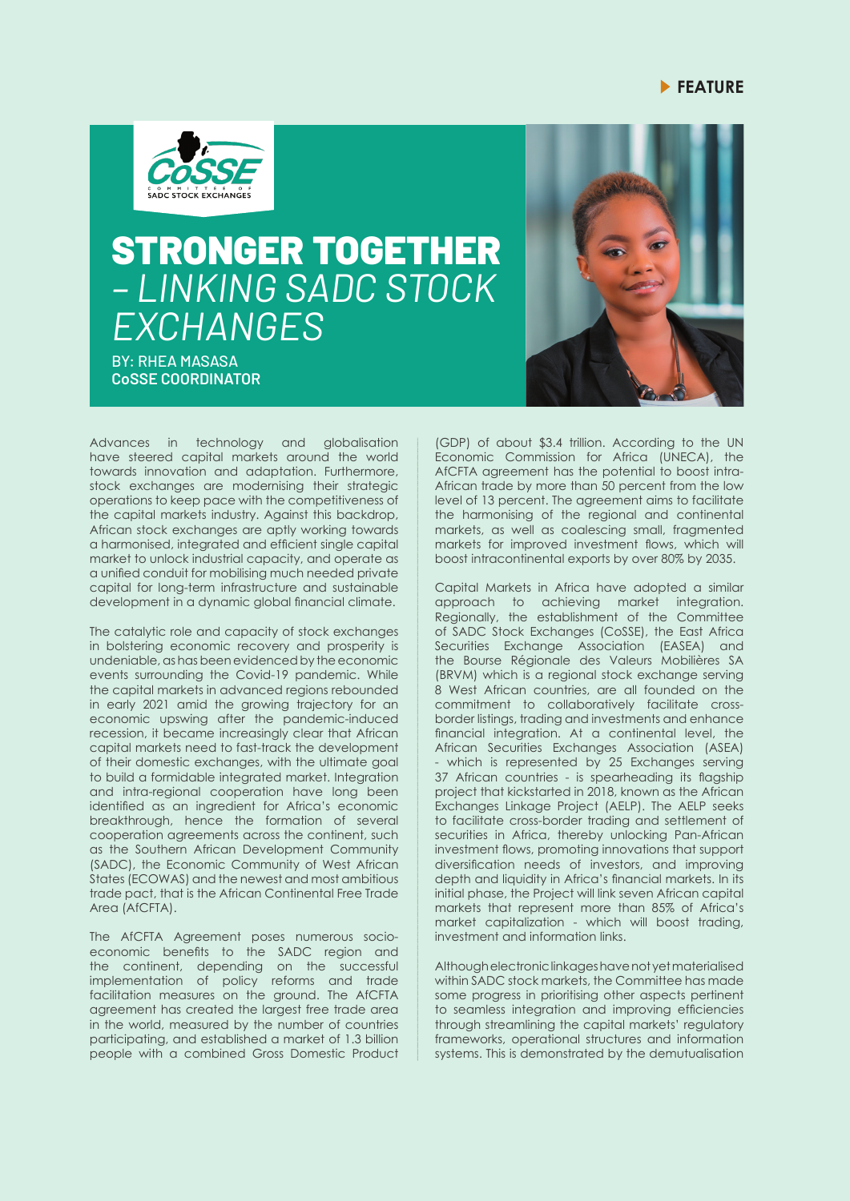FEATURE

# STRONGER TOGETHER *– LINKING SADC STOCK EXCHANGES*

**BY: RHEA MASASA**
**CoSSE COORDINATOR**

Advances in technology and globalisation have steered capital markets around the world towards innovation and adaptation. Furthermore, stock exchanges are modernising their strategic operations to keep pace with the competitiveness of the capital markets industry. Against this backdrop, African stock exchanges are aptly working towards a harmonised, integrated and efficient single capital market to unlock industrial capacity, and operate as a unified conduit for mobilising much needed private capital for long-term infrastructure and sustainable development in a dynamic global financial climate.

The catalytic role and capacity of stock exchanges in bolstering economic recovery and prosperity is undeniable, as has been evidenced by the economic events surrounding the Covid-19 pandemic. While the capital markets in advanced regions rebounded in early 2021 amid the growing trajectory for an economic upswing after the pandemic-induced recession, it became increasingly clear that African capital markets need to fast-track the development of their domestic exchanges, with the ultimate goal to build a formidable integrated market. Integration and intra-regional cooperation have long been identified as an ingredient for Africa's economic breakthrough, hence the formation of several cooperation agreements across the continent, such as the Southern African Development Community (SADC), the Economic Community of West African States (ECOWAS) and the newest and most ambitious trade pact, that is the African Continental Free Trade Area (AfCFTA).

The AfCFTA Agreement poses numerous socio-economic benefits to the SADC region and the continent, depending on the successful implementation of policy reforms and trade facilitation measures on the ground. The AfCFTA agreement has created the largest free trade area in the world, measured by the number of countries participating, and established a market of 1.3 billion people with a combined Gross Domestic Product (GDP) of about \$3.4 trillion. According to the UN Economic Commission for Africa (UNECA), the AfCFTA agreement has the potential to boost intra-African trade by more than 50 percent from the low level of 13 percent. The agreement aims to facilitate the harmonising of the regional and continental markets, as well as coalescing small, fragmented markets for improved investment flows, which will boost intracontinental exports by over 80% by 2035.

Capital Markets in Africa have adopted a similar approach to achieving market integration. Regionally, the establishment of the Committee of SADC Stock Exchanges (CoSSE), the East Africa Securities Exchange Association (EASEA) and the Bourse Régionale des Valeurs Mobilières SA (BRVM) which is a regional stock exchange serving 8 West African countries, are all founded on the commitment to collaboratively facilitate cross-border listings, trading and investments and enhance financial integration. At a continental level, the African Securities Exchanges Association (ASEA) - which is represented by 25 Exchanges serving 37 African countries - is spearheading its flagship project that kickstarted in 2018, known as the African Exchanges Linkage Project (AELP). The AELP seeks to facilitate cross-border trading and settlement of securities in Africa, thereby unlocking Pan-African investment flows, promoting innovations that support diversification needs of investors, and improving depth and liquidity in Africa's financial markets. In its initial phase, the Project will link seven African capital markets that represent more than 85% of Africa's market capitalization - which will boost trading, investment and information links.

Although electronic linkages have not yet materialised within SADC stock markets, the Committee has made some progress in prioritising other aspects pertinent to seamless integration and improving efficiencies through streamlining the capital markets' regulatory frameworks, operational structures and information systems. This is demonstrated by the demutualisation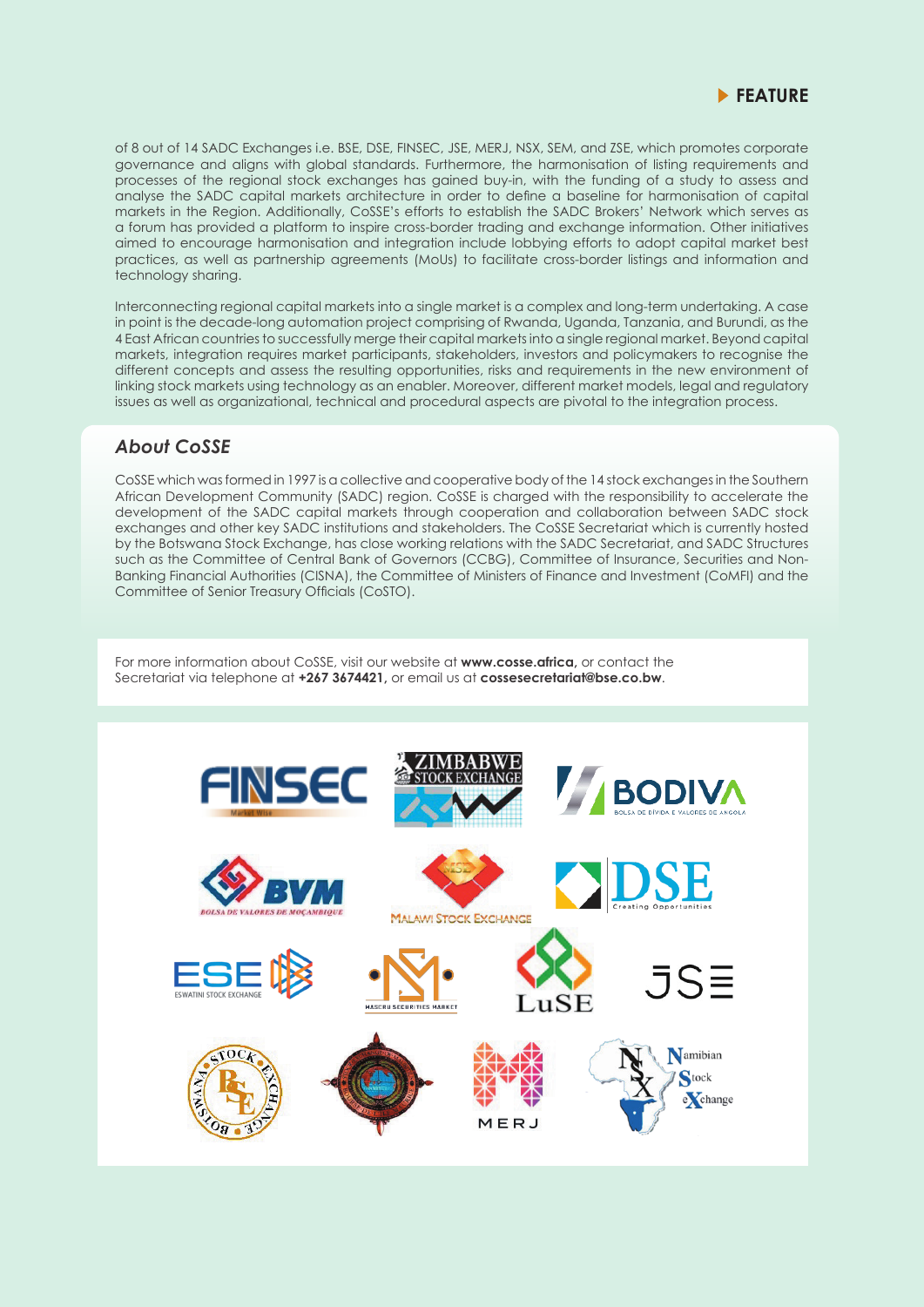of 8 out of 14 SADC Exchanges i.e. BSE, DSE, FINSEC, JSE, MERJ, NSX, SEM, and ZSE, which promotes corporate governance and aligns with global standards. Furthermore, the harmonisation of listing requirements and processes of the regional stock exchanges has gained buy-in, with the funding of a study to assess and analyse the SADC capital markets architecture in order to define a baseline for harmonisation of capital markets in the Region. Additionally, CoSSE's efforts to establish the SADC Brokers' Network which serves as a forum has provided a platform to inspire cross-border trading and exchange information. Other initiatives aimed to encourage harmonisation and integration include lobbying efforts to adopt capital market best practices, as well as partnership agreements (MoUs) to facilitate cross-border listings and information and technology sharing.

Interconnecting regional capital markets into a single market is a complex and long-term undertaking. A case in point is the decade-long automation project comprising of Rwanda, Uganda, Tanzania, and Burundi, as the 4 East African countries to successfully merge their capital markets into a single regional market. Beyond capital markets, integration requires market participants, stakeholders, investors and policymakers to recognise the different concepts and assess the resulting opportunities, risks and requirements in the new environment of linking stock markets using technology as an enabler. Moreover, different market models, legal and regulatory issues as well as organizational, technical and procedural aspects are pivotal to the integration process.

## *About CoSSE*

CoSSE which was formed in 1997 is a collective and cooperative body of the 14 stock exchanges in the Southern African Development Community (SADC) region. CoSSE is charged with the responsibility to accelerate the development of the SADC capital markets through cooperation and collaboration between SADC stock exchanges and other key SADC institutions and stakeholders. The CoSSE Secretariat which is currently hosted by the Botswana Stock Exchange, has close working relations with the SADC Secretariat, and SADC Structures such as the Committee of Central Bank of Governors (CCBG), Committee of Insurance, Securities and Non-Banking Financial Authorities (CISNA), the Committee of Ministers of Finance and Investment (CoMFI) and the Committee of Senior Treasury Officials (CoSTO).

For more information about CoSSE, visit our website at **www.cosse.africa,** or contact the Secretariat via telephone at **+267 3674421,** or email us at **cossesecretariat@bse.co.bw**.